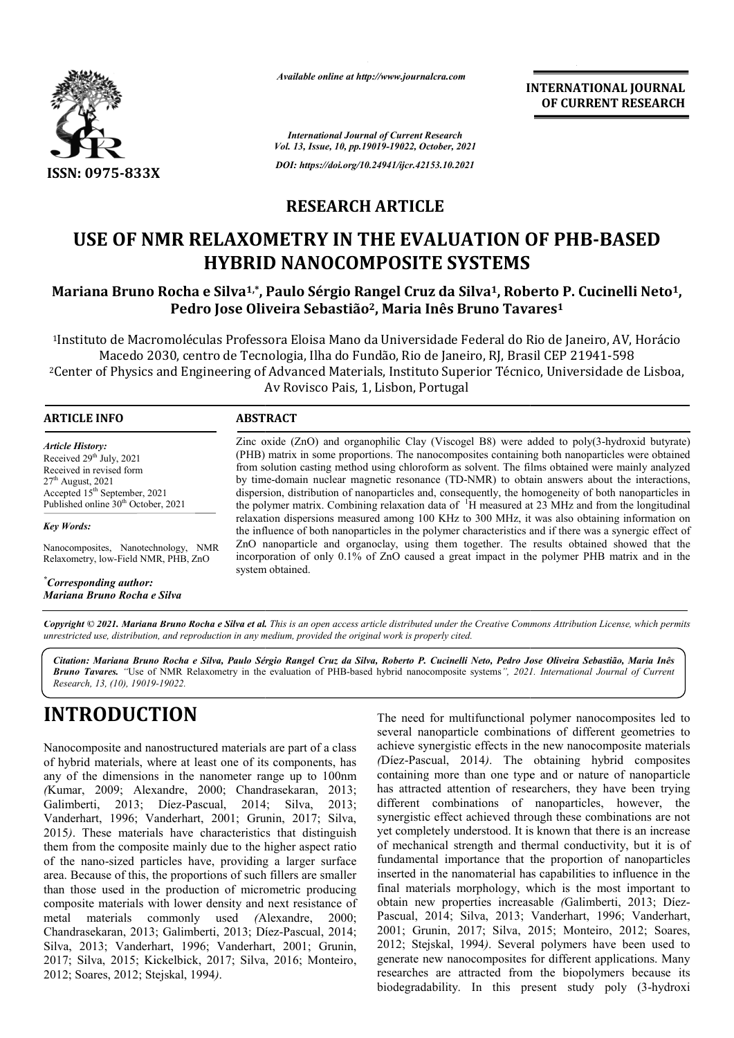**RESEARCH ARTICLE**

# USE OF NMR RELAXOMETRY IN THE EVALUATION OF PHB-BASED HYBRID NANOCOMPOSITE SYSTEMS

**Mariana Bruno Rocha e Silva[1,*], Paulo Sérgio Rangel Cruz da Silva[1], Roberto P. Cucinelli Neto[1], Pedro Jose Oliveira Sebastião[2], Maria Inês Bruno Tavares[1]**

[1]Instituto de Macromoléculas Professora Eloisa Mano da Universidade Federal do Rio de Janeiro, AV, Horácio Macedo 2030, centro de Tecnologia, Ilha do Fundão, Rio de Janeiro, RJ, Brasil CEP 21941-598

[2]Center of Physics and Engineering of Advanced Materials, Instituto Superior Técnico, Universidade de Lisboa, Av Rovisco Pais, 1, Lisbon, Portugal

## ARTICLE INFO

*Article History:*

Received 29th July, 2021
Received in revised form 27th August, 2021
Accepted 15th September, 2021
Published online 30th October, 2021

*Key Words:*

Nanocomposites, Nanotechnology, NMR Relaxometry, low-Field NMR, PHB, ZnO

*\*Corresponding author:*
***Mariana Bruno Rocha e Silva***

## ABSTRACT

Zinc oxide (ZnO) and organophilic Clay (Viscogel B8) were added to poly(3-hydroxid butyrate) (PHB) matrix in some proportions. The nanocomposites containing both nanoparticles were obtained from solution casting method using chloroform as solvent. The films obtained were mainly analyzed by time-domain nuclear magnetic resonance (TD-NMR) to obtain answers about the interactions, dispersion, distribution of nanoparticles and, consequently, the homogeneity of both nanoparticles in the polymer matrix. Combining relaxation data of $^{1}H$ measured at 23 MHz and from the longitudinal relaxation dispersions measured among 100 KHz to 300 MHz, it was also obtaining information on the influence of both nanoparticles in the polymer characteristics and if there was a synergic effect of ZnO nanoparticle and organoclay, using them together. The results obtained showed that the incorporation of only 0.1% of ZnO caused a great impact in the polymer PHB matrix and in the system obtained.

*Copyright © 2021. Mariana Bruno Rocha e Silva et al. This is an open access article distributed under the Creative Commons Attribution License, which permits unrestricted use, distribution, and reproduction in any medium, provided the original work is properly cited.*

***Citation:** Mariana Bruno Rocha e Silva, Paulo Sérgio Rangel Cruz da Silva, Roberto P. Cucinelli Neto, Pedro Jose Oliveira Sebastião, Maria Inês Bruno Tavares. "Use of NMR Relaxometry in the evaluation of PHB-based hybrid nanocomposite systems", 2021. International Journal of Current Research, 13, (10), 19019-19022.*

# INTRODUCTION

Nanocomposite and nanostructured materials are part of a class of hybrid materials, where at least one of its components, has any of the dimensions in the nanometer range up to 100nm *(*Kumar, 2009; Alexandre, 2000; Chandrasekaran, 2013; Galimberti, 2013; Díez-Pascual, 2014; Silva, 2013; Vanderhart, 1996; Vanderhart, 2001; Grunin, 2017; Silva, 2015*)*. These materials have characteristics that distinguish them from the composite mainly due to the higher aspect ratio of the nano-sized particles have, providing a larger surface area. Because of this, the proportions of such fillers are smaller than those used in the production of micrometric producing composite materials with lower density and next resistance of metal materials commonly used *(*Alexandre, 2000; Chandrasekaran, 2013; Galimberti, 2013; Díez-Pascual, 2014; Silva, 2013; Vanderhart, 1996; Vanderhart, 2001; Grunin, 2017; Silva, 2015; Kickelbick, 2017; Silva, 2016; Monteiro, 2012; Soares, 2012; Stejskal, 1994*)*.

The need for multifunctional polymer nanocomposites led to several nanoparticle combinations of different geometries to achieve synergistic effects in the new nanocomposite materials *(*Díez-Pascual, 2014*)*. The obtaining hybrid composites containing more than one type and or nature of nanoparticle has attracted attention of researchers, they have been trying different combinations of nanoparticles, however, the synergistic effect achieved through these combinations are not yet completely understood. It is known that there is an increase of mechanical strength and thermal conductivity, but it is of fundamental importance that the proportion of nanoparticles inserted in the nanomaterial has capabilities to influence in the final materials morphology, which is the most important to obtain new properties increasable *(*Galimberti, 2013; Díez-Pascual, 2014; Silva, 2013; Vanderhart, 1996; Vanderhart, 2001; Grunin, 2017; Silva, 2015; Monteiro, 2012; Soares, 2012; Stejskal, 1994*)*. Several polymers have been used to generate new nanocomposites for different applications. Many researches are attracted from the biopolymers because its biodegradability. In this present study poly (3-hydroxi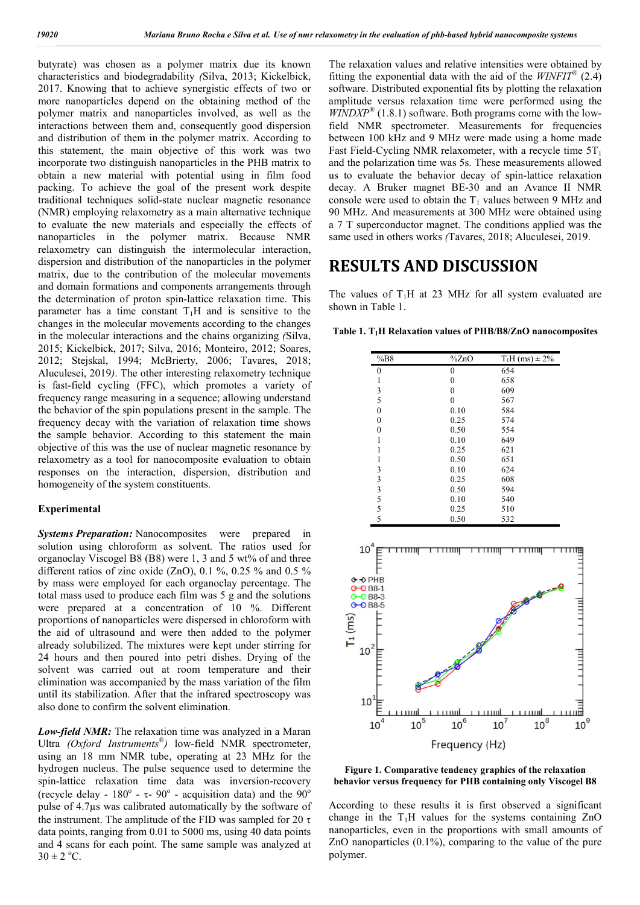butyrate) was chosen as a polymer matrix due its known characteristics and biodegradability *(*Silva, 2013; Kickelbick, 2017. Knowing that to achieve synergistic effects of two or more nanoparticles depend on the obtaining method of the polymer matrix and nanoparticles involved, as well as the interactions between them and, consequently good dispersion and distribution of them in the polymer matrix. According to this statement, the main objective of this work was two incorporate two distinguish nanoparticles in the PHB matrix to obtain a new material with potential using in film food packing. To achieve the goal of the present work despite traditional techniques solid-state nuclear magnetic resonance (NMR) employing relaxometry as a main alternative technique to evaluate the new materials and especially the effects of nanoparticles in the polymer matrix. Because NMR relaxometry can distinguish the intermolecular interaction, dispersion and distribution of the nanoparticles in the polymer matrix, due to the contribution of the molecular movements and domain formations and components arrangements through the determination of proton spin-lattice relaxation time. This parameter has a time constant $T_1$H and is sensitive to the changes in the molecular movements according to the changes in the molecular interactions and the chains organizing *(*Silva, 2015; Kickelbick, 2017; Silva, 2016; Monteiro, 2012; Soares, 2012; Stejskal, 1994; McBrierty, 2006; Tavares, 2018; Aluculesei, 2019*)*. The other interesting relaxometry technique is fast-field cycling (FFC), which promotes a variety of frequency range measuring in a sequence; allowing understand the behavior of the spin populations present in the sample. The frequency decay with the variation of relaxation time shows the sample behavior. According to this statement the main objective of this was the use of nuclear magnetic resonance by relaxometry as a tool for nanocomposite evaluation to obtain responses on the interaction, dispersion, distribution and homogeneity of the system constituents.

### Experimental

***Systems Preparation:*** Nanocomposites were prepared in solution using chloroform as solvent. The ratios used for organoclay Viscogel B8 (B8) were 1, 3 and 5 wt% of and three different ratios of zinc oxide (ZnO), 0.1 %, 0.25 % and 0.5 % by mass were employed for each organoclay percentage. The total mass used to produce each film was 5 g and the solutions were prepared at a concentration of 10 %. Different proportions of nanoparticles were dispersed in chloroform with the aid of ultrasound and were then added to the polymer already solubilized. The mixtures were kept under stirring for 24 hours and then poured into petri dishes. Drying of the solvent was carried out at room temperature and their elimination was accompanied by the mass variation of the film until its stabilization. After that the infrared spectroscopy was also done to confirm the solvent elimination.

***Low-field NMR:*** The relaxation time was analyzed in a Maran Ultra *(Oxford Instruments®)* low-field NMR spectrometer, using an 18 mm NMR tube, operating at 23 MHz for the hydrogen nucleus. The pulse sequence used to determine the spin-lattice relaxation time data was inversion-recovery (recycle delay - 180° - τ- 90° - acquisition data) and the 90° pulse of 4.7μs was calibrated automatically by the software of the instrument. The amplitude of the FID was sampled for 20 τ data points, ranging from 0.01 to 5000 ms, using 40 data points and 4 scans for each point. The same sample was analyzed at 30 ± 2 °C.

The relaxation values and relative intensities were obtained by fitting the exponential data with the aid of the *WINFIT®* (2.4) software. Distributed exponential fits by plotting the relaxation amplitude versus relaxation time were performed using the *WINDXP®* (1.8.1) software. Both programs come with the low-field NMR spectrometer. Measurements for frequencies between 100 kHz and 9 MHz were made using a home made Fast Field-Cycling NMR relaxometer, with a recycle time 5$T_1$ and the polarization time was 5s. These measurements allowed us to evaluate the behavior decay of spin-lattice relaxation decay. A Bruker magnet BE-30 and an Avance II NMR console were used to obtain the $T_1$ values between 9 MHz and 90 MHz. And measurements at 300 MHz were obtained using a 7 T superconductor magnet. The conditions applied was the same used in others works *(*Tavares, 2018; Aluculesei, 2019.

# RESULTS AND DISCUSSION

The values of $T_1$H at 23 MHz for all system evaluated are shown in Table 1.

**Table 1. $T_1$H Relaxation values of PHB/B8/ZnO nanocomposites**

| %B8 | %ZnO | $T_1$H (ms) ± 2% |
|---|---|---|
| 0 | 0 | 654 |
| 1 | 0 | 658 |
| 3 | 0 | 609 |
| 5 | 0 | 567 |
| 0 | 0.10 | 584 |
| 0 | 0.25 | 574 |
| 0 | 0.50 | 554 |
| 1 | 0.10 | 649 |
| 1 | 0.25 | 621 |
| 1 | 0.50 | 651 |
| 3 | 0.10 | 624 |
| 3 | 0.25 | 608 |
| 3 | 0.50 | 594 |
| 5 | 0.10 | 540 |
| 5 | 0.25 | 510 |
| 5 | 0.50 | 532 |

**Figure 1. Comparative tendency graphics of the relaxation behavior versus frequency for PHB containing only Viscogel B8**

According to these results it is first observed a significant change in the $T_1$H values for the systems containing ZnO nanoparticles, even in the proportions with small amounts of ZnO nanoparticles (0.1%), comparing to the value of the pure polymer.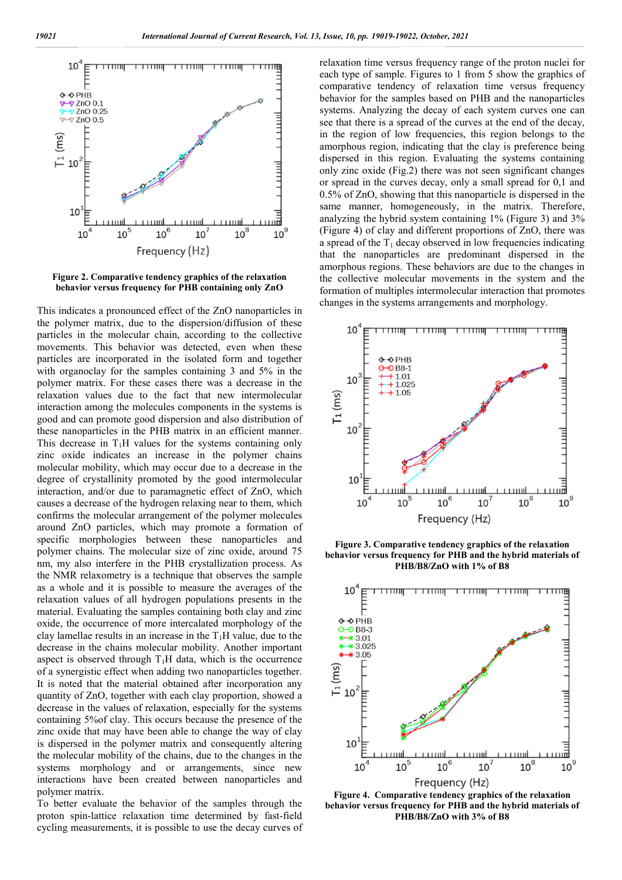**Figure 2. Comparative tendency graphics of the relaxation behavior versus frequency for PHB containing only ZnO**

This indicates a pronounced effect of the ZnO nanoparticles in the polymer matrix, due to the dispersion/diffusion of these particles in the molecular chain, according to the collective movements. This behavior was detected, even when these particles are incorporated in the isolated form and together with organoclay for the samples containing 3 and 5% in the polymer matrix. For these cases there was a decrease in the relaxation values due to the fact that new intermolecular interaction among the molecules components in the systems is good and can promote good dispersion and also distribution of these nanoparticles in the PHB matrix in an efficient manner. This decrease in $T_1H$ values for the systems containing only zinc oxide indicates an increase in the polymer chains molecular mobility, which may occur due to a decrease in the degree of crystallinity promoted by the good intermolecular interaction, and/or due to paramagnetic effect of ZnO, which causes a decrease of the hydrogen relaxing near to them, which confirms the molecular arrangement of the polymer molecules around ZnO particles, which may promote a formation of specific morphologies between these nanoparticles and polymer chains. The molecular size of zinc oxide, around 75 nm, my also interfere in the PHB crystallization process. As the NMR relaxometry is a technique that observes the sample as a whole and it is possible to measure the averages of the relaxation values of all hydrogen populations presents in the material. Evaluating the samples containing both clay and zinc oxide, the occurrence of more intercalated morphology of the clay lamellae results in an increase in the $T_1H$ value, due to the decrease in the chains molecular mobility. Another important aspect is observed through $T_1H$ data, which is the occurrence of a synergistic effect when adding two nanoparticles together. It is noted that the material obtained after incorporation any quantity of ZnO, together with each clay proportion, showed a decrease in the values of relaxation, especially for the systems containing 5%of clay. This occurs because the presence of the zinc oxide that may have been able to change the way of clay is dispersed in the polymer matrix and consequently altering the molecular mobility of the chains, due to the changes in the systems morphology and or arrangements, since new interactions have been created between nanoparticles and polymer matrix.

To better evaluate the behavior of the samples through the proton spin-lattice relaxation time determined by fast-field cycling measurements, it is possible to use the decay curves of relaxation time versus frequency range of the proton nuclei for each type of sample. Figures to 1 from 5 show the graphics of comparative tendency of relaxation time versus frequency behavior for the samples based on PHB and the nanoparticles systems. Analyzing the decay of each system curves one can see that there is a spread of the curves at the end of the decay, in the region of low frequencies, this region belongs to the amorphous region, indicating that the clay is preference being dispersed in this region. Evaluating the systems containing only zinc oxide (Fig.2) there was not seen significant changes or spread in the curves decay, only a small spread for 0,1 and 0.5% of ZnO, showing that this nanoparticle is dispersed in the same manner, homogeneously, in the matrix. Therefore, analyzing the hybrid system containing 1% (Figure 3) and 3% (Figure 4) of clay and different proportions of ZnO, there was a spread of the $T_1$ decay observed in low frequencies indicating that the nanoparticles are predominant dispersed in the amorphous regions. These behaviors are due to the changes in the collective molecular movements in the system and the formation of multiples intermolecular interaction that promotes changes in the systems arrangements and morphology.

**Figure 3. Comparative tendency graphics of the relaxation behavior versus frequency for PHB and the hybrid materials of PHB/B8/ZnO with 1% of B8**

**Figure 4. Comparative tendency graphics of the relaxation behavior versus frequency for PHB and the hybrid materials of PHB/B8/ZnO with 3% of B8**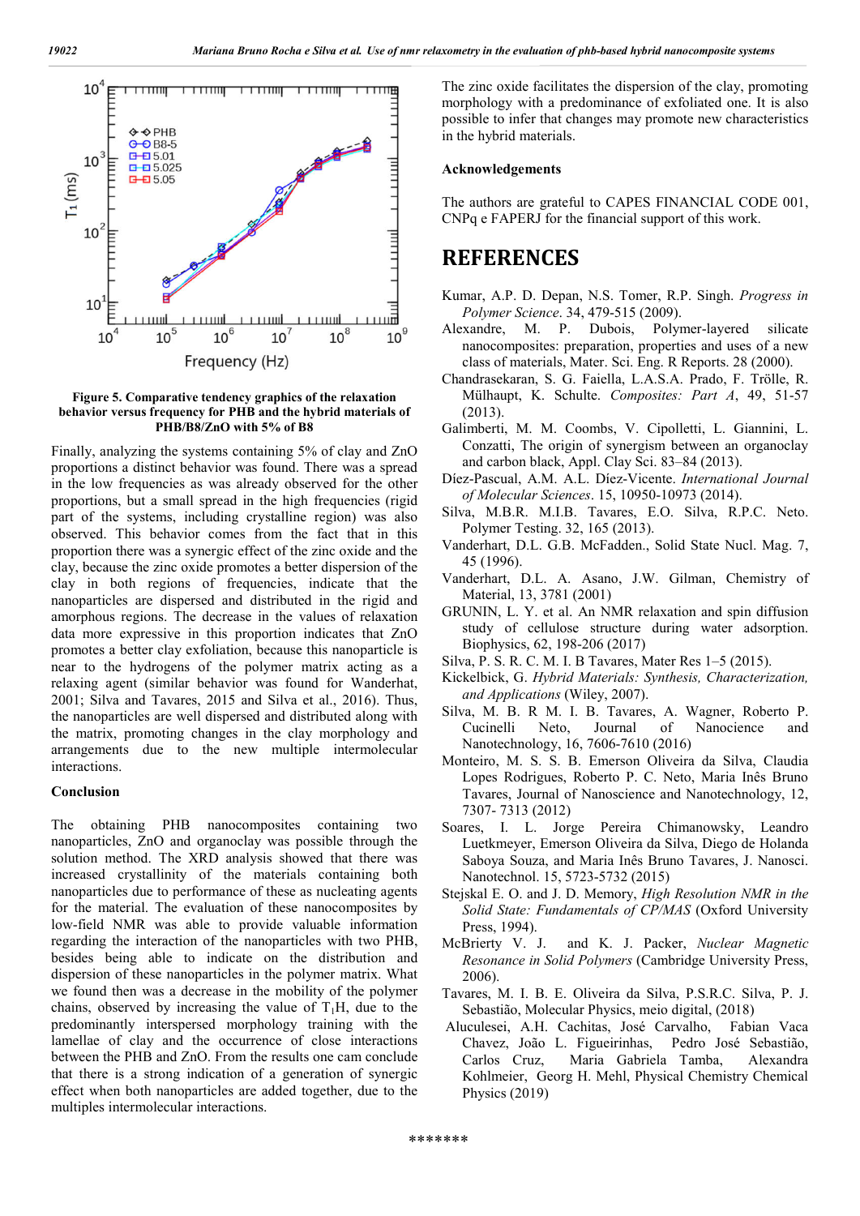$10^4$

$10^3$

$10^2$

$10^1$

$T_1$ (ms)

PHB
B8-5
5.01
5.025
5.05

$10^4$ $10^5$ $10^6$ $10^7$ $10^8$ $10^9$

Frequency (Hz)

**Figure 5. Comparative tendency graphics of the relaxation behavior versus frequency for PHB and the hybrid materials of PHB/B8/ZnO with 5% of B8**

Finally, analyzing the systems containing 5% of clay and ZnO proportions a distinct behavior was found. There was a spread in the low frequencies as was already observed for the other proportions, but a small spread in the high frequencies (rigid part of the systems, including crystalline region) was also observed. This behavior comes from the fact that in this proportion there was a synergic effect of the zinc oxide and the clay, because the zinc oxide promotes a better dispersion of the clay in both regions of frequencies, indicate that the nanoparticles are dispersed and distributed in the rigid and amorphous regions. The decrease in the values of relaxation data more expressive in this proportion indicates that ZnO promotes a better clay exfoliation, because this nanoparticle is near to the hydrogens of the polymer matrix acting as a relaxing agent (similar behavior was found for Wanderhat, 2001; Silva and Tavares, 2015 and Silva et al., 2016). Thus, the nanoparticles are well dispersed and distributed along with the matrix, promoting changes in the clay morphology and arrangements due to the new multiple intermolecular interactions.

### Conclusion

The obtaining PHB nanocomposites containing two nanoparticles, ZnO and organoclay was possible through the solution method. The XRD analysis showed that there was increased crystallinity of the materials containing both nanoparticles due to performance of these as nucleating agents for the material. The evaluation of these nanocomposites by low-field NMR was able to provide valuable information regarding the interaction of the nanoparticles with two PHB, besides being able to indicate on the distribution and dispersion of these nanoparticles in the polymer matrix. What we found then was a decrease in the mobility of the polymer chains, observed by increasing the value of $T_1H$, due to the predominantly interspersed morphology training with the lamellae of clay and the occurrence of close interactions between the PHB and ZnO. From the results one cam conclude that there is a strong indication of a generation of synergic effect when both nanoparticles are added together, due to the multiples intermolecular interactions.

The zinc oxide facilitates the dispersion of the clay, promoting morphology with a predominance of exfoliated one. It is also possible to infer that changes may promote new characteristics in the hybrid materials.

### Acknowledgements

The authors are grateful to CAPES FINANCIAL CODE 001, CNPq e FAPERJ for the financial support of this work.

## REFERENCES

Kumar, A.P. D. Depan, N.S. Tomer, R.P. Singh. *Progress in Polymer Science*. 34, 479-515 (2009).

Alexandre, M. P. Dubois, Polymer-layered silicate nanocomposites: preparation, properties and uses of a new class of materials, Mater. Sci. Eng. R Reports. 28 (2000).

Chandrasekaran, S. G. Faiella, L.A.S.A. Prado, F. Tröllе, R. Mülhaupt, K. Schulte. *Composites: Part A*, 49, 51-57 (2013).

Galimberti, M. M. Coombs, V. Cipolletti, L. Giannini, L. Conzatti, The origin of synergism between an organoclay and carbon black, Appl. Clay Sci. 83–84 (2013).

Díez-Pascual, A.M. A.L. Díez-Vicente. *International Journal of Molecular Sciences*. 15, 10950-10973 (2014).

Silva, M.B.R. M.I.B. Tavares, E.O. Silva, R.P.C. Neto. Polymer Testing. 32, 165 (2013).

Vanderhart, D.L. G.B. McFadden., Solid State Nucl. Mag. 7, 45 (1996).

Vanderhart, D.L. A. Asano, J.W. Gilman, Chemistry of Material, 13, 3781 (2001)

GRUNIN, L. Y. et al. An NMR relaxation and spin diffusion study of cellulose structure during water adsorption. Biophysics, 62, 198-206 (2017)

Silva, P. S. R. C. M. I. B Tavares, Mater Res 1–5 (2015).

Kickelbick, G. *Hybrid Materials: Synthesis, Characterization, and Applications* (Wiley, 2007).

Silva, M. B. R M. I. B. Tavares, A. Wagner, Roberto P. Cucinelli Neto, Journal of Nanocience and Nanotechnology, 16, 7606-7610 (2016)

Monteiro, M. S. S. B. Emerson Oliveira da Silva, Claudia Lopes Rodrigues, Roberto P. C. Neto, Maria Inês Bruno Tavares, Journal of Nanoscience and Nanotechnology, 12, 7307- 7313 (2012)

Soares, I. L. Jorge Pereira Chimanowsky, Leandro Luetkmeyer, Emerson Oliveira da Silva, Diego de Holanda Saboya Souza, and Maria Inês Bruno Tavares, J. Nanosci. Nanotechnol. 15, 5723-5732 (2015)

Stejskal E. O. and J. D. Memory, *High Resolution NMR in the Solid State: Fundamentals of CP/MAS* (Oxford University Press, 1994).

McBrierty V. J. and K. J. Packer, *Nuclear Magnetic Resonance in Solid Polymers* (Cambridge University Press, 2006).

Tavares, M. I. B. E. Oliveira da Silva, P.S.R.C. Silva, P. J. Sebastião, Molecular Physics, meio digital, (2018)

Aluculesei, A.H. Cachitas, José Carvalho, Fabian Vaca Chavez, João L. Figueirinhas, Pedro José Sebastião, Carlos Cruz, Maria Gabriela Tamba, Alexandra Kohlmeier, Georg H. Mehl, Physical Chemistry Chemical Physics (2019)

\*\*\*\*\*\*\*